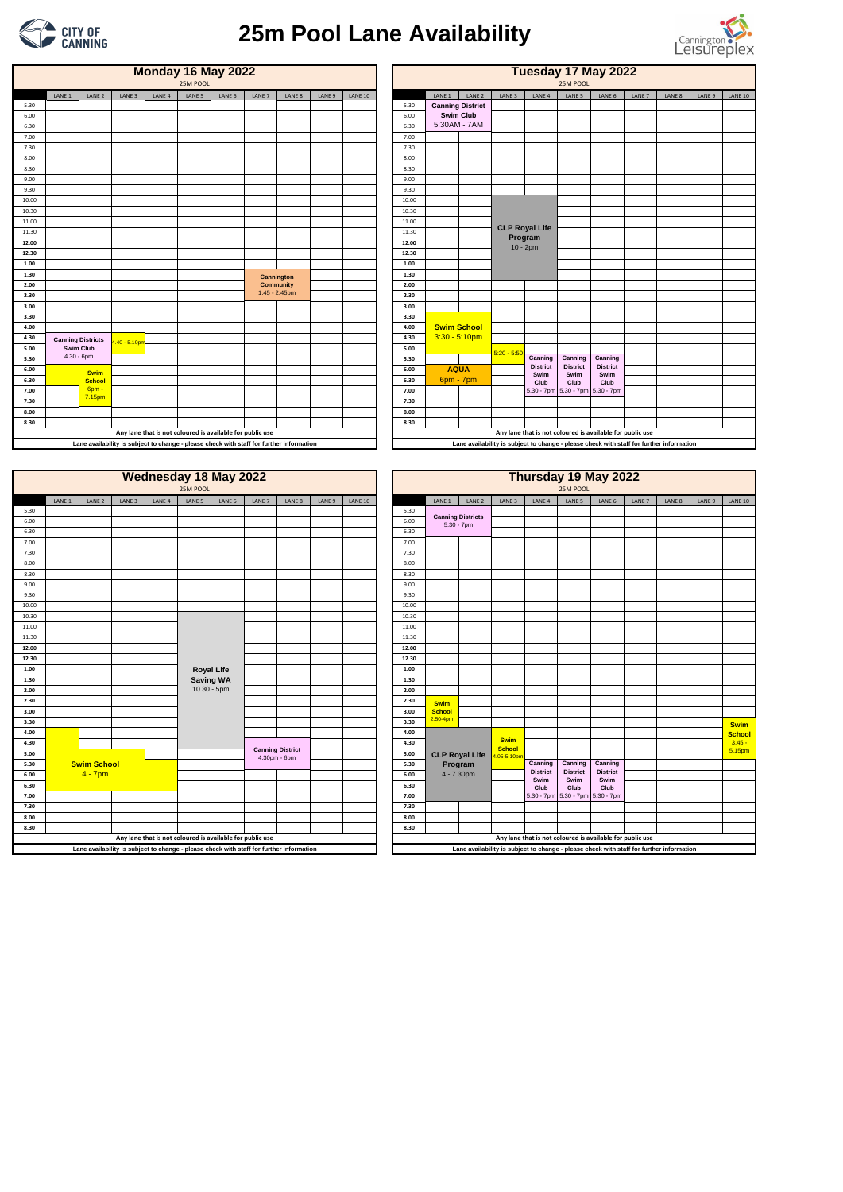# 25m Pool Lane Availability

## Monday 16 May 2022

25M POOL

| | LANE 1 | LANE 2 | LANE 3 | LANE 4 | LANE 5 | LANE 6 | LANE 7 | LANE 8 | LANE 9 | LANE 10 |
|---|---|---|---|---|---|---|---|---|---|---|
| 5.30 | | | | | | | | | | |
| 6.00 | | | | | | | | | | |
| 6.30 | | | | | | | | | | |
| 7.00 | | | | | | | | | | |
| 7.30 | | | | | | | | | | |
| 8.00 | | | | | | | | | | |
| 8.30 | | | | | | | | | | |
| 9.00 | | | | | | | | | | |
| 9.30 | | | | | | | | | | |
| 10.00 | | | | | | | | | | |
| 10.30 | | | | | | | | | | |
| 11.00 | | | | | | | | | | |
| 11.30 | | | | | | | | | | |
| 12.00 | | | | | | | | | | |
| 12.30 | | | | | | | | | | |
| 1.00 | | | | | | | | | | |
| 1.30 | | | | | | | Cannington Community 1.45 - 2.45pm | Cannington Community 1.45 - 2.45pm | | |
| 2.00 | | | | | | | Cannington Community | Cannington Community | | |
| 2.30 | | | | | | | Cannington Community | Cannington Community | | |
| 3.00 | | | | | | | | | | |
| 3.30 | | | | | | | | | | |
| 4.00 | | | | | | | | | | |
| 4.30 | Canning Districts Swim Club 4.30 - 6pm | Canning Districts Swim Club 4.30 - 6pm | 4.40 - 5.10pm | | | | | | | |
| 5.00 | Canning Districts Swim Club | Canning Districts Swim Club | 4.40 - 5.10pm | | | | | | | |
| 5.30 | Canning Districts Swim Club | Canning Districts Swim Club | | | | | | | | |
| 6.00 | Swim School | Swim School 6pm - 7.15pm | | | | | | | | |
| 6.30 | | Swim School | | | | | | | | |
| 7.00 | | Swim School | | | | | | | | |
| 7.30 | | | | | | | | | | |
| 8.00 | | | | | | | | | | |
| 8.30 | | | | | | | | | | |

Any lane that is not coloured is available for public use

Lane availability is subject to change - please check with staff for further information

## Tuesday 17 May 2022

25M POOL

| | LANE 1 | LANE 2 | LANE 3 | LANE 4 | LANE 5 | LANE 6 | LANE 7 | LANE 8 | LANE 9 | LANE 10 |
|---|---|---|---|---|---|---|---|---|---|---|
| 5.30 | Canning District Swim Club 5:30AM - 7AM | Canning District Swim Club 5:30AM - 7AM | | | | | | | | |
| 6.00 | Canning District Swim Club | Canning District Swim Club | | | | | | | | |
| 6.30 | Canning District Swim Club | Canning District Swim Club | | | | | | | | |
| 7.00 | | | | | | | | | | |
| 7.30 | | | | | | | | | | |
| 8.00 | | | | | | | | | | |
| 8.30 | | | | | | | | | | |
| 9.00 | | | | | | | | | | |
| 9.30 | | | | | | | | | | |
| 10.00 | | | CLP Royal Life Program 10 - 2pm | CLP Royal Life Program 10 - 2pm | | | | | | |
| 10.30 | | | CLP Royal Life Program | CLP Royal Life Program | | | | | | |
| 11.00 | | | CLP Royal Life Program | CLP Royal Life Program | | | | | | |
| 11.30 | | | CLP Royal Life Program | CLP Royal Life Program | | | | | | |
| 12.00 | | | CLP Royal Life Program | CLP Royal Life Program | | | | | | |
| 12.30 | | | CLP Royal Life Program | CLP Royal Life Program | | | | | | |
| 1.00 | | | CLP Royal Life Program | CLP Royal Life Program | | | | | | |
| 1.30 | | | CLP Royal Life Program | CLP Royal Life Program | | | | | | |
| 2.00 | | | | | | | | | | |
| 2.30 | | | | | | | | | | |
| 3.00 | | | | | | | | | | |
| 3.30 | | | | | | | | | | |
| 4.00 | Swim School 3:30 - 5:10pm | Swim School 3:30 - 5:10pm | | | | | | | | |
| 4.30 | Swim School | Swim School | | | | | | | | |
| 5.00 | Swim School | Swim School | 5:20 - 5:50 | | | | | | | |
| 5.30 | | | 5:20 - 5:50 | Canning District Swim Club 5.30 - 7pm | Canning District Swim Club 5.30 - 7pm | Canning District Swim Club 5.30 - 7pm | | | | |
| 6.00 | AQUA 6pm - 7pm | AQUA 6pm - 7pm | | Canning District Swim Club | Canning District Swim Club | Canning District Swim Club | | | | |
| 6.30 | AQUA | AQUA | | Canning District Swim Club | Canning District Swim Club | Canning District Swim Club | | | | |
| 7.00 | | | | | | | | | | |
| 7.30 | | | | | | | | | | |
| 8.00 | | | | | | | | | | |
| 8.30 | | | | | | | | | | |

Any lane that is not coloured is available for public use

Lane availability is subject to change - please check with staff for further information

## Wednesday 18 May 2022

25M POOL

| | LANE 1 | LANE 2 | LANE 3 | LANE 4 | LANE 5 | LANE 6 | LANE 7 | LANE 8 | LANE 9 | LANE 10 |
|---|---|---|---|---|---|---|---|---|---|---|
| 5.30 | | | | | | | | | | |
| 6.00 | | | | | | | | | | |
| 6.30 | | | | | | | | | | |
| 7.00 | | | | | | | | | | |
| 7.30 | | | | | | | | | | |
| 8.00 | | | | | | | | | | |
| 8.30 | | | | | | | | | | |
| 9.00 | | | | | | | | | | |
| 9.30 | | | | | | | | | | |
| 10.00 | | | | | | | | | | |
| 10.30 | | | | | Royal Life Saving WA 10.30 - 5pm | Royal Life Saving WA 10.30 - 5pm | | | | |
| 11.00 | | | | | Royal Life Saving WA | Royal Life Saving WA | | | | |
| 11.30 | | | | | Royal Life Saving WA | Royal Life Saving WA | | | | |
| 12.00 | | | | | Royal Life Saving WA | Royal Life Saving WA | | | | |
| 12.30 | | | | | Royal Life Saving WA | Royal Life Saving WA | | | | |
| 1.00 | | | | | Royal Life Saving WA | Royal Life Saving WA | | | | |
| 1.30 | | | | | Royal Life Saving WA | Royal Life Saving WA | | | | |
| 2.00 | | | | | Royal Life Saving WA | Royal Life Saving WA | | | | |
| 2.30 | | | | | Royal Life Saving WA | Royal Life Saving WA | | | | |
| 3.00 | | | | | Royal Life Saving WA | Royal Life Saving WA | | | | |
| 3.30 | | | | | Royal Life Saving WA | Royal Life Saving WA | | | | |
| 4.00 | Swim School 4 - 7pm | | | | Royal Life Saving WA | Royal Life Saving WA | | | | |
| 4.30 | Swim School | | | | Royal Life Saving WA | Royal Life Saving WA | Canning District 4.30pm - 6pm | Canning District 4.30pm - 6pm | | |
| 5.00 | Swim School | Swim School | Swim School | | | | Canning District | Canning District | | |
| 5.30 | Swim School | Swim School | Swim School | Swim School | | | Canning District | Canning District | | |
| 6.00 | Swim School | Swim School | Swim School | Swim School | | | | | | |
| 6.30 | Swim School | Swim School | Swim School | Swim School | | | | | | |
| 7.00 | | | | | | | | | | |
| 7.30 | | | | | | | | | | |
| 8.00 | | | | | | | | | | |
| 8.30 | | | | | | | | | | |

Any lane that is not coloured is available for public use

Lane availability is subject to change - please check with staff for further information

## Thursday 19 May 2022

25M POOL

| | LANE 1 | LANE 2 | LANE 3 | LANE 4 | LANE 5 | LANE 6 | LANE 7 | LANE 8 | LANE 9 | LANE 10 |
|---|---|---|---|---|---|---|---|---|---|---|
| 5.30 | Canning Districts 5.30 - 7pm | Canning Districts 5.30 - 7pm | | | | | | | | |
| 6.00 | Canning Districts | Canning Districts | | | | | | | | |
| 6.30 | Canning Districts | Canning Districts | | | | | | | | |
| 7.00 | | | | | | | | | | |
| 7.30 | | | | | | | | | | |
| 8.00 | | | | | | | | | | |
| 8.30 | | | | | | | | | | |
| 9.00 | | | | | | | | | | |
| 9.30 | | | | | | | | | | |
| 10.00 | | | | | | | | | | |
| 10.30 | | | | | | | | | | |
| 11.00 | | | | | | | | | | |
| 11.30 | | | | | | | | | | |
| 12.00 | | | | | | | | | | |
| 12.30 | | | | | | | | | | |
| 1.00 | | | | | | | | | | |
| 1.30 | | | | | | | | | | |
| 2.00 | | | | | | | | | | |
| 2.30 | Swim School 2.50-4pm | | | | | | | | | |
| 3.00 | Swim School | | | | | | | | | |
| 3.30 | Swim School | | | | | | | | | Swim School 3.45 - 5.15pm |
| 4.00 | CLP Royal Life Program 4 - 7.30pm | CLP Royal Life Program 4 - 7.30pm | | | | | | | | Swim School |
| 4.30 | CLP Royal Life Program | CLP Royal Life Program | Swim School 4.05-5.10pm | | | | | | | Swim School |
| 5.00 | CLP Royal Life Program | CLP Royal Life Program | Swim School | | | | | | | Swim School |
| 5.30 | CLP Royal Life Program | CLP Royal Life Program | | Canning District Swim Club 5.30 - 7pm | Canning District Swim Club 5.30 - 7pm | Canning District Swim Club 5.30 - 7pm | | | | |
| 6.00 | CLP Royal Life Program | CLP Royal Life Program | | Canning District Swim Club | Canning District Swim Club | Canning District Swim Club | | | | |
| 6.30 | CLP Royal Life Program | CLP Royal Life Program | | Canning District Swim Club | Canning District Swim Club | Canning District Swim Club | | | | |
| 7.00 | CLP Royal Life Program | CLP Royal Life Program | | | | | | | | |
| 7.30 | | | | | | | | | | |
| 8.00 | | | | | | | | | | |
| 8.30 | | | | | | | | | | |

Any lane that is not coloured is available for public use

Lane availability is subject to change - please check with staff for further information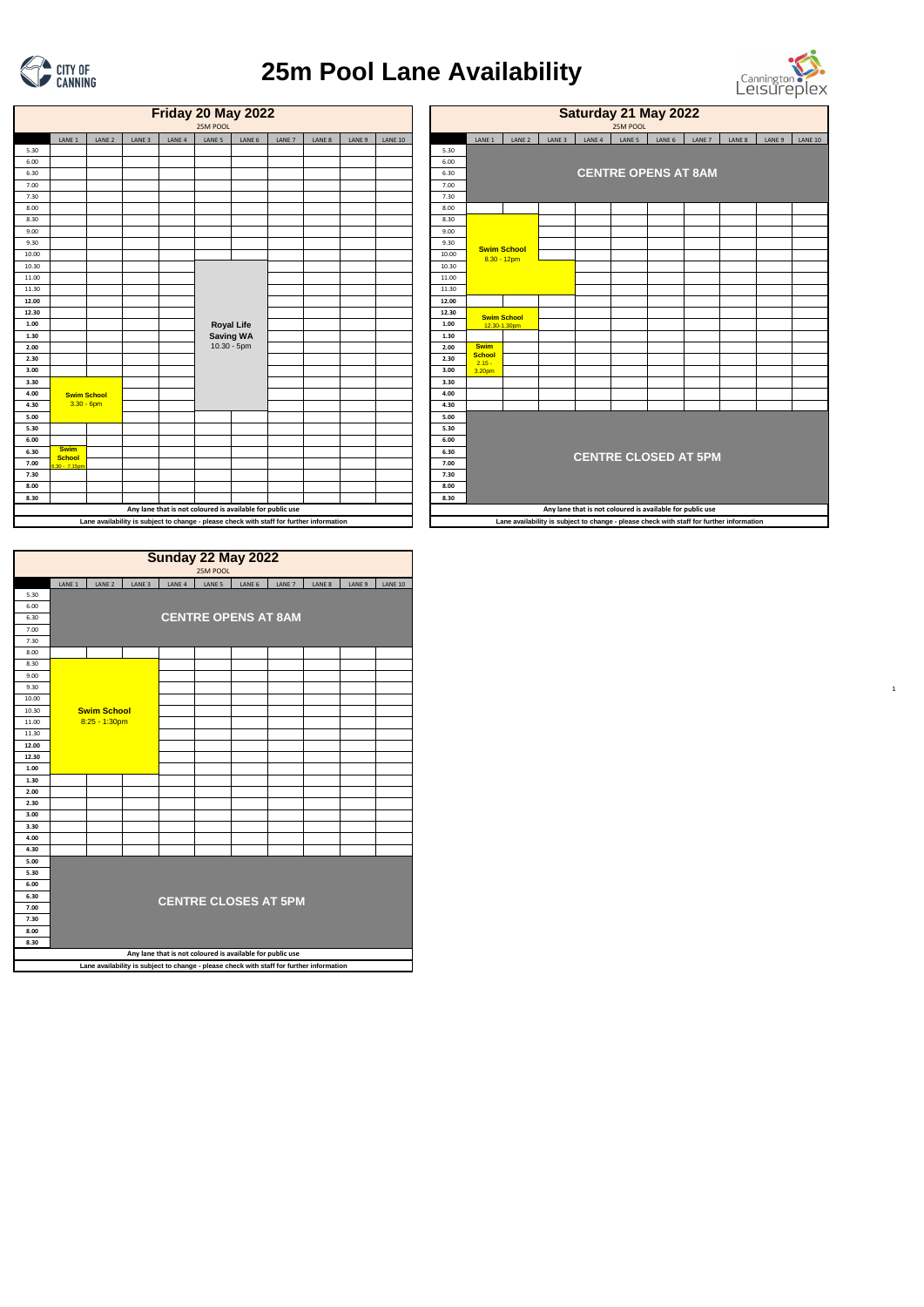# 25m Pool Lane Availability

## Friday 20 May 2022

25M POOL

| | LANE 1 | LANE 2 | LANE 3 | LANE 4 | LANE 5 | LANE 6 | LANE 7 | LANE 8 | LANE 9 | LANE 10 |
|---|---|---|---|---|---|---|---|---|---|---|
| 5.30 | | | | | | | | | | |
| 6.00 | | | | | | | | | | |
| 6.30 | | | | | | | | | | |
| 7.00 | | | | | | | | | | |
| 7.30 | | | | | | | | | | |
| 8.00 | | | | | | | | | | |
| 8.30 | | | | | | | | | | |
| 9.00 | | | | | | | | | | |
| 9.30 | | | | | | | | | | |
| 10.00 | | | | | | | | | | |
| 10.30 | | | | | Royal Life Saving WA 10.30 - 5pm | | | | | |
| 11.00 | | | | | | | | | | |
| 11.30 | | | | | | | | | | |
| 12.00 | | | | | | | | | | |
| 12.30 | | | | | | | | | | |
| 1.00 | | | | | | | | | | |
| 1.30 | | | | | | | | | | |
| 2.00 | | | | | | | | | | |
| 2.30 | | | | | | | | | | |
| 3.00 | | | | | | | | | | |
| 3.30 | Swim School 3.30 - 6pm | | | | | | | | | |
| 4.00 | | | | | | | | | | |
| 4.30 | | | | | | | | | | |
| 5.00 | | | | | | | | | | |
| 5.30 | | | | | | | | | | |
| 6.00 | | | | | | | | | | |
| 6.30 | Swim School 6.30 - 7.15pm | | | | | | | | | |
| 7.00 | | | | | | | | | | |
| 7.30 | | | | | | | | | | |
| 8.00 | | | | | | | | | | |
| 8.30 | | | | | | | | | | |

**Any lane that is not coloured is available for public use**

**Lane availability is subject to change - please check with staff for further information**

## Saturday 21 May 2022

25M POOL

| | LANE 1 | LANE 2 | LANE 3 | LANE 4 | LANE 5 | LANE 6 | LANE 7 | LANE 8 | LANE 9 | LANE 10 |
|---|---|---|---|---|---|---|---|---|---|---|
| 5.30 | CENTRE OPENS AT 8AM | | | | | | | | | |
| 6.00 | | | | | | | | | | |
| 6.30 | | | | | | | | | | |
| 7.00 | | | | | | | | | | |
| 7.30 | | | | | | | | | | |
| 8.00 | | | | | | | | | | |
| 8.30 | Swim School 8.30 - 12pm | | | | | | | | | |
| 9.00 | | | | | | | | | | |
| 9.30 | | | | | | | | | | |
| 10.00 | | | | | | | | | | |
| 10.30 | | | | | | | | | | |
| 11.00 | | | | | | | | | | |
| 11.30 | | | | | | | | | | |
| 12.00 | | | | | | | | | | |
| 12.30 | Swim School 12.30-1.30pm | | | | | | | | | |
| 1.00 | | | | | | | | | | |
| 1.30 | | | | | | | | | | |
| 2.00 | Swim School 2.15 - 3.20pm | | | | | | | | | |
| 2.30 | | | | | | | | | | |
| 3.00 | | | | | | | | | | |
| 3.30 | | | | | | | | | | |
| 4.00 | | | | | | | | | | |
| 4.30 | | | | | | | | | | |
| 5.00 | CENTRE CLOSED AT 5PM | | | | | | | | | |
| 5.30 | | | | | | | | | | |
| 6.00 | | | | | | | | | | |
| 6.30 | | | | | | | | | | |
| 7.00 | | | | | | | | | | |
| 7.30 | | | | | | | | | | |
| 8.00 | | | | | | | | | | |
| 8.30 | | | | | | | | | | |

**Any lane that is not coloured is available for public use**

**Lane availability is subject to change - please check with staff for further information**

## Sunday 22 May 2022

25M POOL

| | LANE 1 | LANE 2 | LANE 3 | LANE 4 | LANE 5 | LANE 6 | LANE 7 | LANE 8 | LANE 9 | LANE 10 |
|---|---|---|---|---|---|---|---|---|---|---|
| 5.30 | CENTRE OPENS AT 8AM | | | | | | | | | |
| 6.00 | | | | | | | | | | |
| 6.30 | | | | | | | | | | |
| 7.00 | | | | | | | | | | |
| 7.30 | | | | | | | | | | |
| 8.00 | | | | | | | | | | |
| 8.30 | Swim School 8:25 - 1:30pm | | | | | | | | | |
| 9.00 | | | | | | | | | | |
| 9.30 | | | | | | | | | | |
| 10.00 | | | | | | | | | | |
| 10.30 | | | | | | | | | | |
| 11.00 | | | | | | | | | | |
| 11.30 | | | | | | | | | | |
| 12.00 | | | | | | | | | | |
| 12.30 | | | | | | | | | | |
| 1.00 | | | | | | | | | | |
| 1.30 | | | | | | | | | | |
| 2.00 | | | | | | | | | | |
| 2.30 | | | | | | | | | | |
| 3.00 | | | | | | | | | | |
| 3.30 | | | | | | | | | | |
| 4.00 | | | | | | | | | | |
| 4.30 | | | | | | | | | | |
| 5.00 | CENTRE CLOSES AT 5PM | | | | | | | | | |
| 5.30 | | | | | | | | | | |
| 6.00 | | | | | | | | | | |
| 6.30 | | | | | | | | | | |
| 7.00 | | | | | | | | | | |
| 7.30 | | | | | | | | | | |
| 8.00 | | | | | | | | | | |
| 8.30 | | | | | | | | | | |

**Any lane that is not coloured is available for public use**

**Lane availability is subject to change - please check with staff for further information**